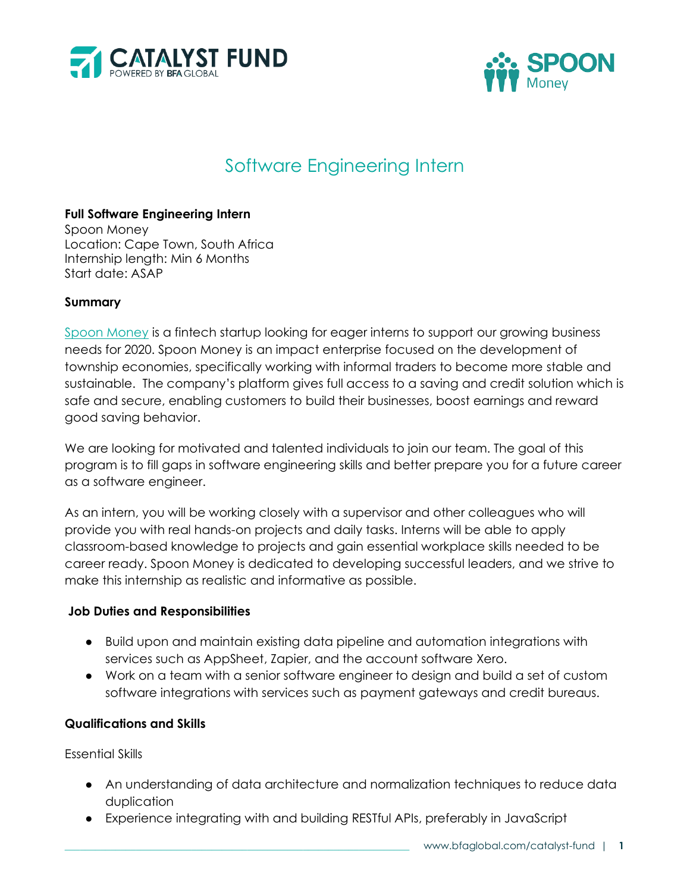# Software Engineering Intern

**Full Software Engineering Intern**
Spoon Money
Location: Cape Town, South Africa
Internship length: Min 6 Months
Start date: ASAP

**Summary**

Spoon Money is a fintech startup looking for eager interns to support our growing business needs for 2020. Spoon Money is an impact enterprise focused on the development of township economies, specifically working with informal traders to become more stable and sustainable. The company's platform gives full access to a saving and credit solution which is safe and secure, enabling customers to build their businesses, boost earnings and reward good saving behavior.

We are looking for motivated and talented individuals to join our team. The goal of this program is to fill gaps in software engineering skills and better prepare you for a future career as a software engineer.

As an intern, you will be working closely with a supervisor and other colleagues who will provide you with real hands-on projects and daily tasks. Interns will be able to apply classroom-based knowledge to projects and gain essential workplace skills needed to be career ready. Spoon Money is dedicated to developing successful leaders, and we strive to make this internship as realistic and informative as possible.

**Job Duties and Responsibilities**

- Build upon and maintain existing data pipeline and automation integrations with services such as AppSheet, Zapier, and the account software Xero.
- Work on a team with a senior software engineer to design and build a set of custom software integrations with services such as payment gateways and credit bureaus.

**Qualifications and Skills**

Essential Skills

- An understanding of data architecture and normalization techniques to reduce data duplication
- Experience integrating with and building RESTful APIs, preferably in JavaScript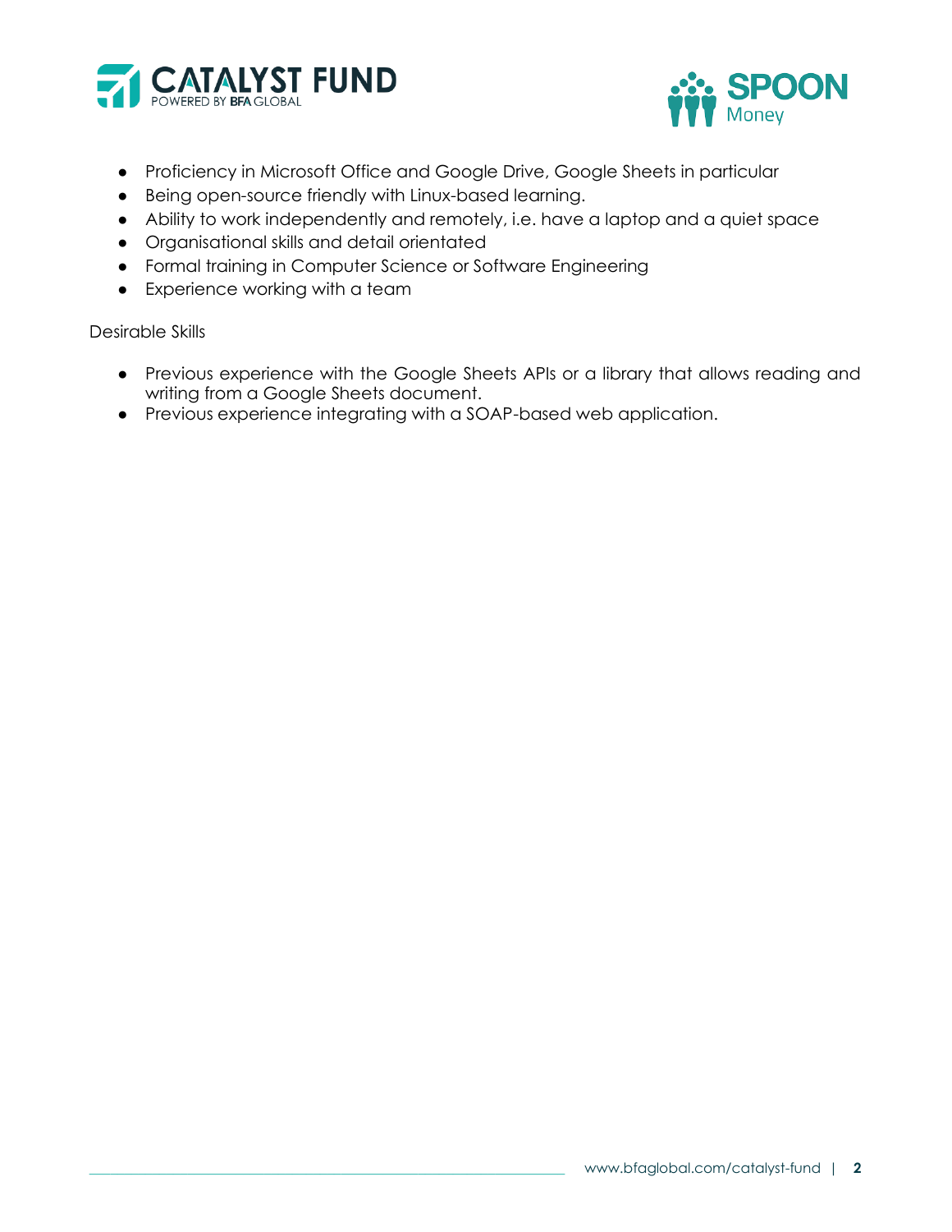- Proficiency in Microsoft Office and Google Drive, Google Sheets in particular
- Being open-source friendly with Linux-based learning.
- Ability to work independently and remotely, i.e. have a laptop and a quiet space
- Organisational skills and detail orientated
- Formal training in Computer Science or Software Engineering
- Experience working with a team

Desirable Skills

- Previous experience with the Google Sheets APIs or a library that allows reading and writing from a Google Sheets document.
- Previous experience integrating with a SOAP-based web application.